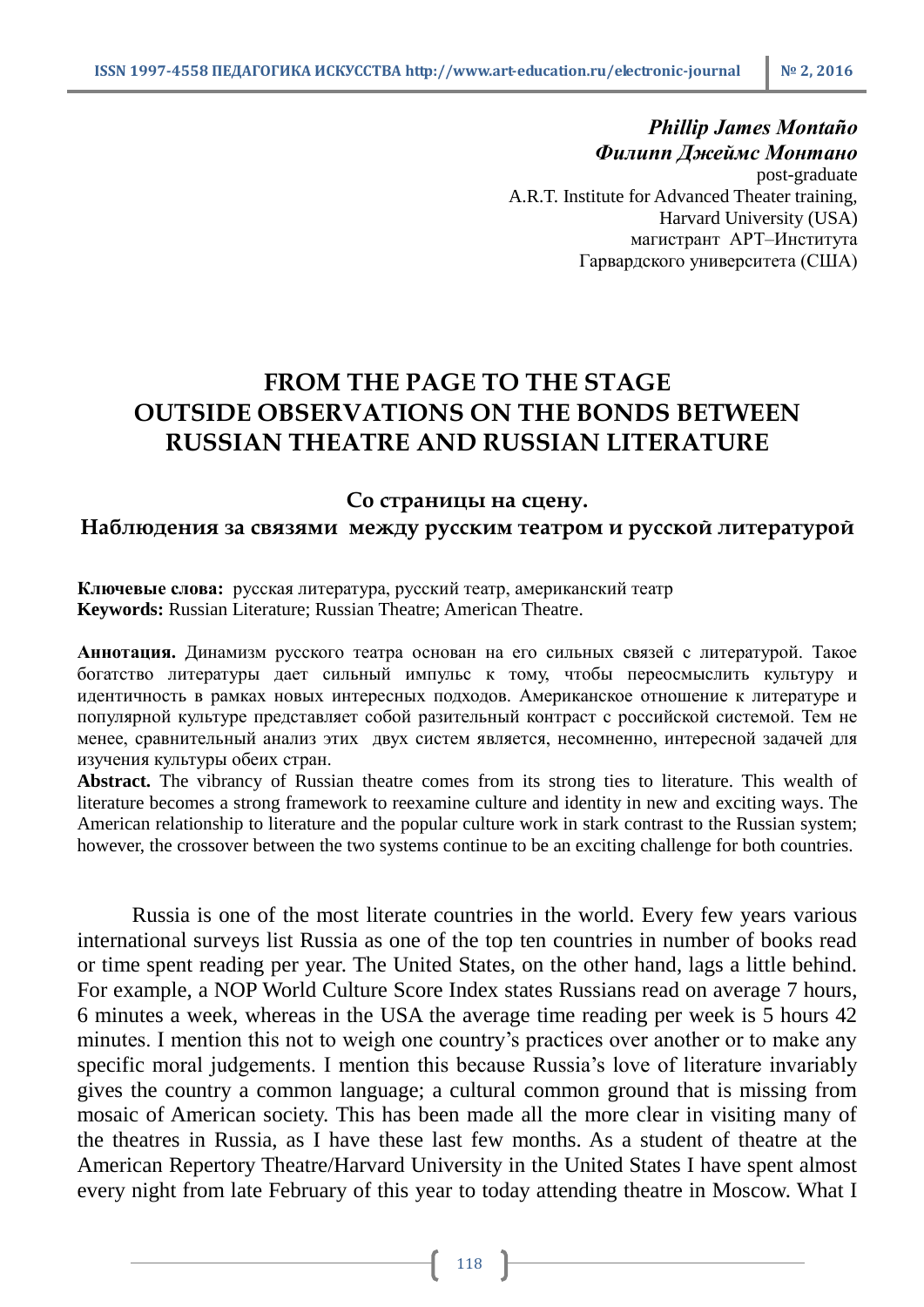***Phillip James Montaño***
***Филипп Джеймс Монтано***
post-graduate
A.R.T. Institute for Advanced Theater training,
Harvard University (USA)
магистрант АРТ–Института
Гарвардского университета (США)

# FROM THE PAGE TO THE STAGE OUTSIDE OBSERVATIONS ON THE BONDS BETWEEN RUSSIAN THEATRE AND RUSSIAN LITERATURE

## Со страницы на сцену. Наблюдения за связями между русским театром и русской литературой

**Ключевые слова:** русская литература, русский театр, американский театр
**Keywords:** Russian Literature; Russian Theatre; American Theatre.

**Аннотация.** Динамизм русского театра основан на его сильных связей с литературой. Такое богатство литературы дает сильный импульс к тому, чтобы переосмыслить культуру и идентичность в рамках новых интересных подходов. Американское отношение к литературе и популярной культуре представляет собой разительный контраст с российской системой. Тем не менее, сравнительный анализ этих двух систем является, несомненно, интересной задачей для изучения культуры обеих стран.

**Abstract.** The vibrancy of Russian theatre comes from its strong ties to literature. This wealth of literature becomes a strong framework to reexamine culture and identity in new and exciting ways. The American relationship to literature and the popular culture work in stark contrast to the Russian system; however, the crossover between the two systems continue to be an exciting challenge for both countries.

Russia is one of the most literate countries in the world. Every few years various international surveys list Russia as one of the top ten countries in number of books read or time spent reading per year. The United States, on the other hand, lags a little behind. For example, a NOP World Culture Score Index states Russians read on average 7 hours, 6 minutes a week, whereas in the USA the average time reading per week is 5 hours 42 minutes. I mention this not to weigh one country's practices over another or to make any specific moral judgements. I mention this because Russia's love of literature invariably gives the country a common language; a cultural common ground that is missing from mosaic of American society. This has been made all the more clear in visiting many of the theatres in Russia, as I have these last few months. As a student of theatre at the American Repertory Theatre/Harvard University in the United States I have spent almost every night from late February of this year to today attending theatre in Moscow. What I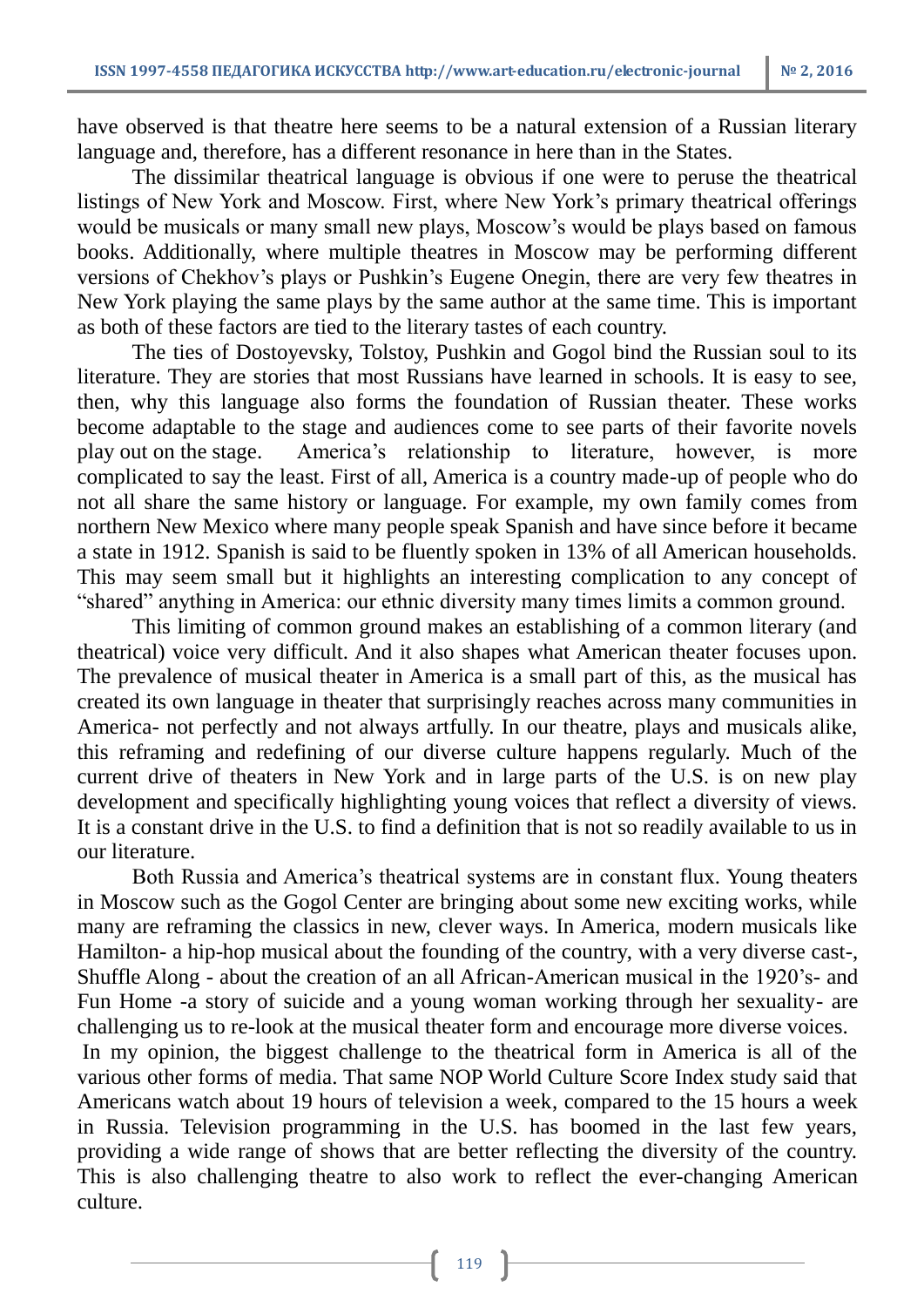have observed is that theatre here seems to be a natural extension of a Russian literary language and, therefore, has a different resonance in here than in the States.

The dissimilar theatrical language is obvious if one were to peruse the theatrical listings of New York and Moscow. First, where New York's primary theatrical offerings would be musicals or many small new plays, Moscow's would be plays based on famous books. Additionally, where multiple theatres in Moscow may be performing different versions of Chekhov's plays or Pushkin's Eugene Onegin, there are very few theatres in New York playing the same plays by the same author at the same time. This is important as both of these factors are tied to the literary tastes of each country.

The ties of Dostoyevsky, Tolstoy, Pushkin and Gogol bind the Russian soul to its literature. They are stories that most Russians have learned in schools. It is easy to see, then, why this language also forms the foundation of Russian theater. These works become adaptable to the stage and audiences come to see parts of their favorite novels play out on the stage. America's relationship to literature, however, is more complicated to say the least. First of all, America is a country made-up of people who do not all share the same history or language. For example, my own family comes from northern New Mexico where many people speak Spanish and have since before it became a state in 1912. Spanish is said to be fluently spoken in 13% of all American households. This may seem small but it highlights an interesting complication to any concept of "shared" anything in America: our ethnic diversity many times limits a common ground.

This limiting of common ground makes an establishing of a common literary (and theatrical) voice very difficult. And it also shapes what American theater focuses upon. The prevalence of musical theater in America is a small part of this, as the musical has created its own language in theater that surprisingly reaches across many communities in America- not perfectly and not always artfully. In our theatre, plays and musicals alike, this reframing and redefining of our diverse culture happens regularly. Much of the current drive of theaters in New York and in large parts of the U.S. is on new play development and specifically highlighting young voices that reflect a diversity of views. It is a constant drive in the U.S. to find a definition that is not so readily available to us in our literature.

Both Russia and America's theatrical systems are in constant flux. Young theaters in Moscow such as the Gogol Center are bringing about some new exciting works, while many are reframing the classics in new, clever ways. In America, modern musicals like Hamilton- a hip-hop musical about the founding of the country, with a very diverse cast-, Shuffle Along - about the creation of an all African-American musical in the 1920's- and Fun Home -a story of suicide and a young woman working through her sexuality- are challenging us to re-look at the musical theater form and encourage more diverse voices.

In my opinion, the biggest challenge to the theatrical form in America is all of the various other forms of media. That same NOP World Culture Score Index study said that Americans watch about 19 hours of television a week, compared to the 15 hours a week in Russia. Television programming in the U.S. has boomed in the last few years, providing a wide range of shows that are better reflecting the diversity of the country. This is also challenging theatre to also work to reflect the ever-changing American culture.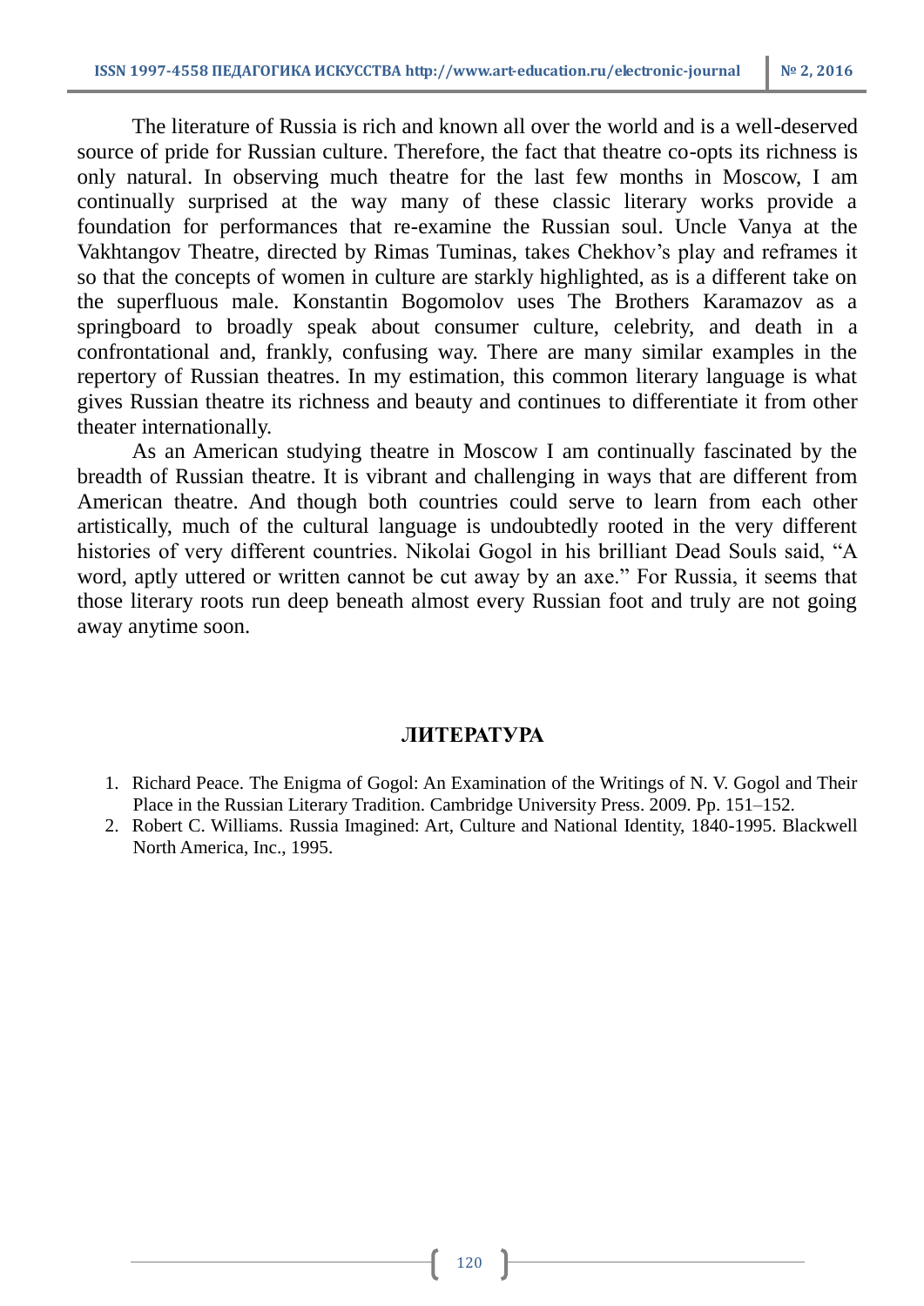The literature of Russia is rich and known all over the world and is a well-deserved source of pride for Russian culture. Therefore, the fact that theatre co-opts its richness is only natural. In observing much theatre for the last few months in Moscow, I am continually surprised at the way many of these classic literary works provide a foundation for performances that re-examine the Russian soul. Uncle Vanya at the Vakhtangov Theatre, directed by Rimas Tuminas, takes Chekhov's play and reframes it so that the concepts of women in culture are starkly highlighted, as is a different take on the superfluous male. Konstantin Bogomolov uses The Brothers Karamazov as a springboard to broadly speak about consumer culture, celebrity, and death in a confrontational and, frankly, confusing way. There are many similar examples in the repertory of Russian theatres. In my estimation, this common literary language is what gives Russian theatre its richness and beauty and continues to differentiate it from other theater internationally.

As an American studying theatre in Moscow I am continually fascinated by the breadth of Russian theatre. It is vibrant and challenging in ways that are different from American theatre. And though both countries could serve to learn from each other artistically, much of the cultural language is undoubtedly rooted in the very different histories of very different countries. Nikolai Gogol in his brilliant Dead Souls said, "A word, aptly uttered or written cannot be cut away by an axe." For Russia, it seems that those literary roots run deep beneath almost every Russian foot and truly are not going away anytime soon.

## ЛИТЕРАТУРА

1. Richard Peace. The Enigma of Gogol: An Examination of the Writings of N. V. Gogol and Their Place in the Russian Literary Tradition. Cambridge University Press. 2009. Pp. 151–152.
2. Robert C. Williams. Russia Imagined: Art, Culture and National Identity, 1840-1995. Blackwell North America, Inc., 1995.